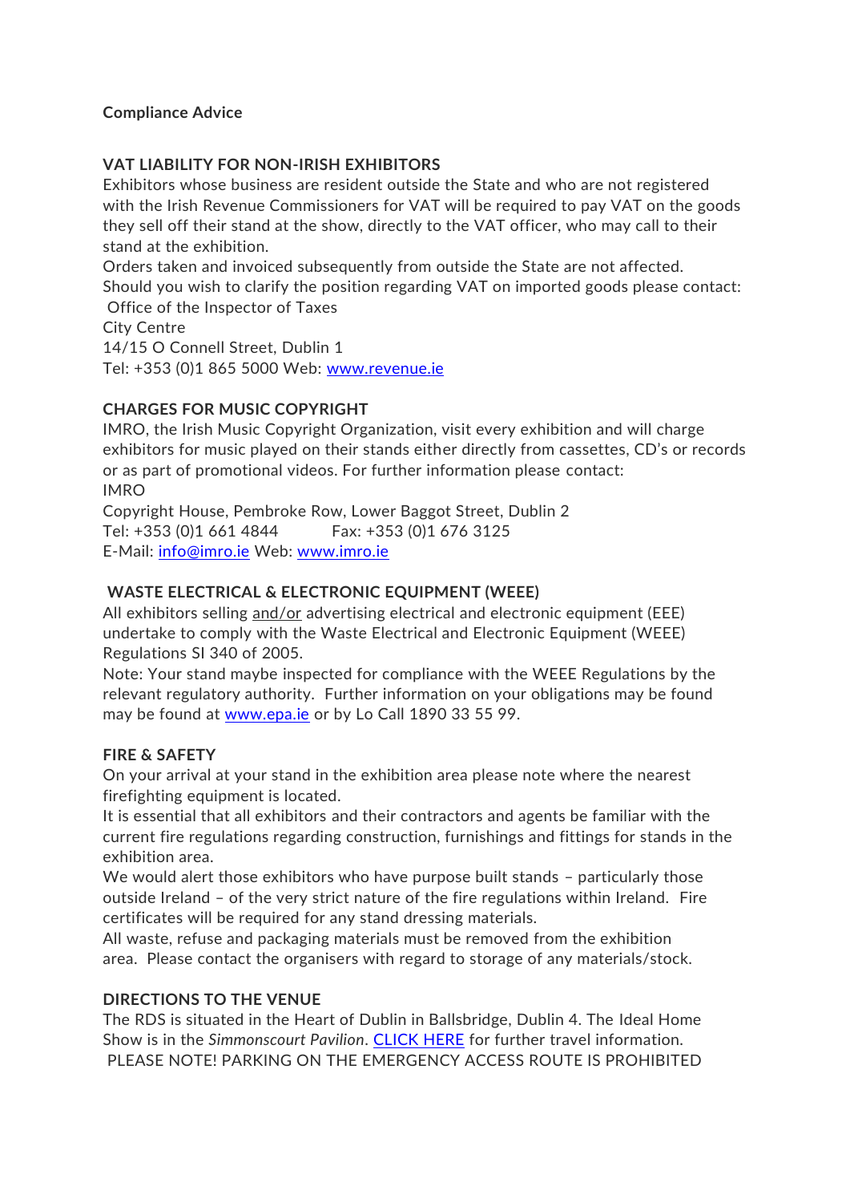**Compliance Advice**

## VAT LIABILITY FOR NON-IRISH EXHIBITORS

Exhibitors whose business are resident outside the State and who are not registered with the Irish Revenue Commissioners for VAT will be required to pay VAT on the goods they sell off their stand at the show, directly to the VAT officer, who may call to their stand at the exhibition.

Orders taken and invoiced subsequently from outside the State are not affected.

Should you wish to clarify the position regarding VAT on imported goods please contact:

Office of the Inspector of Taxes
City Centre
14/15 O Connell Street, Dublin 1
Tel: +353 (0)1 865 5000 Web: [www.revenue.ie](www.revenue.ie)

## CHARGES FOR MUSIC COPYRIGHT

IMRO, the Irish Music Copyright Organization, visit every exhibition and will charge exhibitors for music played on their stands either directly from cassettes, CD's or records or as part of promotional videos. For further information please contact:

IMRO
Copyright House, Pembroke Row, Lower Baggot Street, Dublin 2
Tel: +353 (0)1 661 4844 Fax: +353 (0)1 676 3125
E-Mail: [info@imro.ie](mailto:info@imro.ie) Web: [www.imro.ie](www.imro.ie)

## WASTE ELECTRICAL & ELECTRONIC EQUIPMENT (WEEE)

All exhibitors selling <u>and/or</u> advertising electrical and electronic equipment (EEE) undertake to comply with the Waste Electrical and Electronic Equipment (WEEE) Regulations SI 340 of 2005.

Note: Your stand maybe inspected for compliance with the WEEE Regulations by the relevant regulatory authority. Further information on your obligations may be found may be found at [www.epa.ie](www.epa.ie) or by Lo Call 1890 33 55 99.

## FIRE & SAFETY

On your arrival at your stand in the exhibition area please note where the nearest firefighting equipment is located.

It is essential that all exhibitors and their contractors and agents be familiar with the current fire regulations regarding construction, furnishings and fittings for stands in the exhibition area.

We would alert those exhibitors who have purpose built stands – particularly those outside Ireland – of the very strict nature of the fire regulations within Ireland. Fire certificates will be required for any stand dressing materials.

All waste, refuse and packaging materials must be removed from the exhibition area. Please contact the organisers with regard to storage of any materials/stock.

## DIRECTIONS TO THE VENUE

The RDS is situated in the Heart of Dublin in Ballsbridge, Dublin 4. The Ideal Home Show is in the *Simmonscourt Pavilion*. CLICK HERE for further travel information.

PLEASE NOTE! PARKING ON THE EMERGENCY ACCESS ROUTE IS PROHIBITED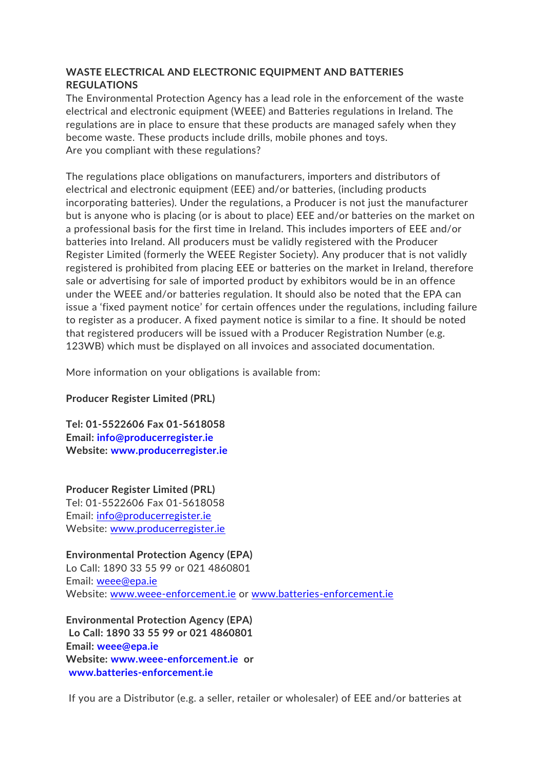**WASTE ELECTRICAL AND ELECTRONIC EQUIPMENT AND BATTERIES REGULATIONS**

The Environmental Protection Agency has a lead role in the enforcement of the waste electrical and electronic equipment (WEEE) and Batteries regulations in Ireland. The regulations are in place to ensure that these products are managed safely when they become waste. These products include drills, mobile phones and toys.
Are you compliant with these regulations?

The regulations place obligations on manufacturers, importers and distributors of electrical and electronic equipment (EEE) and/or batteries, (including products incorporating batteries). Under the regulations, a Producer is not just the manufacturer but is anyone who is placing (or is about to place) EEE and/or batteries on the market on a professional basis for the first time in Ireland. This includes importers of EEE and/or batteries into Ireland. All producers must be validly registered with the Producer Register Limited (formerly the WEEE Register Society). Any producer that is not validly registered is prohibited from placing EEE or batteries on the market in Ireland, therefore sale or advertising for sale of imported product by exhibitors would be in an offence under the WEEE and/or batteries regulation. It should also be noted that the EPA can issue a 'fixed payment notice' for certain offences under the regulations, including failure to register as a producer. A fixed payment notice is similar to a fine. It should be noted that registered producers will be issued with a Producer Registration Number (e.g. 123WB) which must be displayed on all invoices and associated documentation.

More information on your obligations is available from:

**Producer Register Limited (PRL)**

**Tel: 01-5522606 Fax 01-5618058**
**Email: info@producerregister.ie**
**Website: www.producerregister.ie**

**Producer Register Limited (PRL)**
Tel: 01-5522606 Fax 01-5618058
Email: info@producerregister.ie
Website: www.producerregister.ie

**Environmental Protection Agency (EPA)**
Lo Call: 1890 33 55 99 or 021 4860801
Email: weee@epa.ie
Website: www.weee-enforcement.ie or www.batteries-enforcement.ie

**Environmental Protection Agency (EPA)**
**Lo Call: 1890 33 55 99 or 021 4860801**
**Email: weee@epa.ie**
**Website: www.weee-enforcement.ie or www.batteries-enforcement.ie**

If you are a Distributor (e.g. a seller, retailer or wholesaler) of EEE and/or batteries at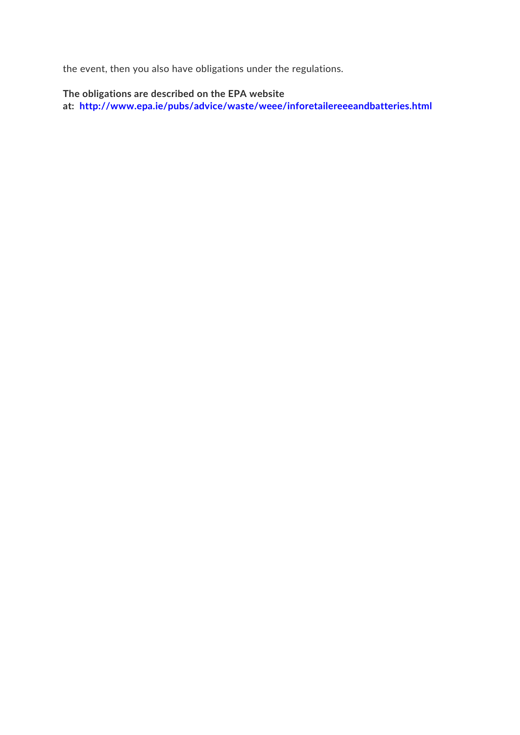the event, then you also have obligations under the regulations.

**The obligations are described on the EPA website at: http://www.epa.ie/pubs/advice/waste/weee/inforetailereeeandbatteries.html**